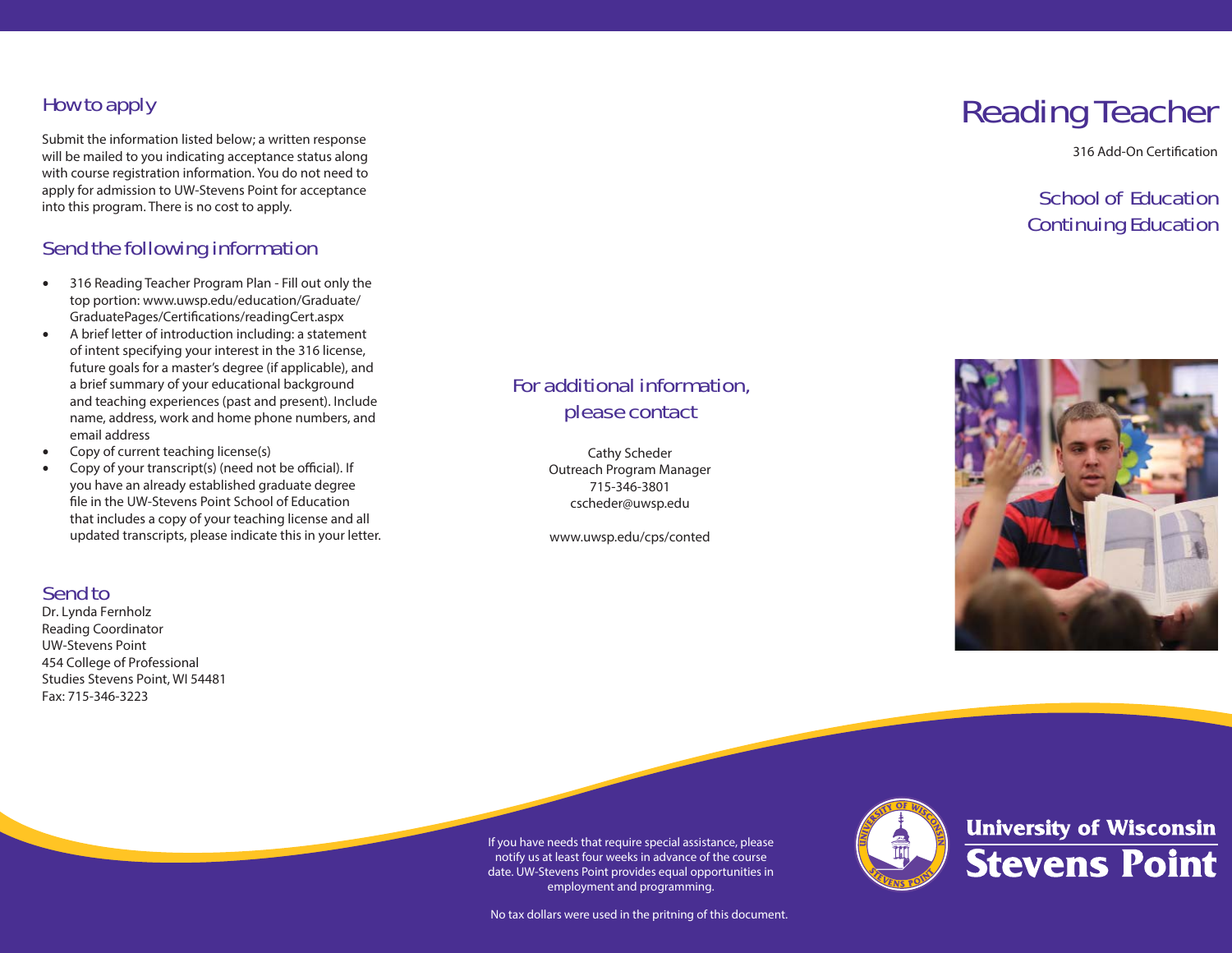# Reading Teacher

316 Add-On Certification

School of Education
Continuing Education

## How to apply

Submit the information listed below; a written response will be mailed to you indicating acceptance status along with course registration information. You do not need to apply for admission to UW-Stevens Point for acceptance into this program. There is no cost to apply.

## Send the following information

- 316 Reading Teacher Program Plan - Fill out only the top portion: www.uwsp.edu/education/Graduate/GraduatePages/Certifications/readingCert.aspx
- A brief letter of introduction including: a statement of intent specifying your interest in the 316 license, future goals for a master's degree (if applicable), and a brief summary of your educational background and teaching experiences (past and present). Include name, address, work and home phone numbers, and email address
- Copy of current teaching license(s)
- Copy of your transcript(s) (need not be official). If you have an already established graduate degree file in the UW-Stevens Point School of Education that includes a copy of your teaching license and all updated transcripts, please indicate this in your letter.

## Send to

Dr. Lynda Fernholz
Reading Coordinator
UW-Stevens Point
454 College of Professional Studies Stevens Point, WI 54481
Fax: 715-346-3223

## For additional information, please contact

Cathy Scheder
Outreach Program Manager
715-346-3801
cscheder@uwsp.edu

www.uwsp.edu/cps/conted

If you have needs that require special assistance, please notify us at least four weeks in advance of the course date. UW-Stevens Point provides equal opportunities in employment and programming.

No tax dollars were used in the pritning of this document.

University of Wisconsin
Stevens Point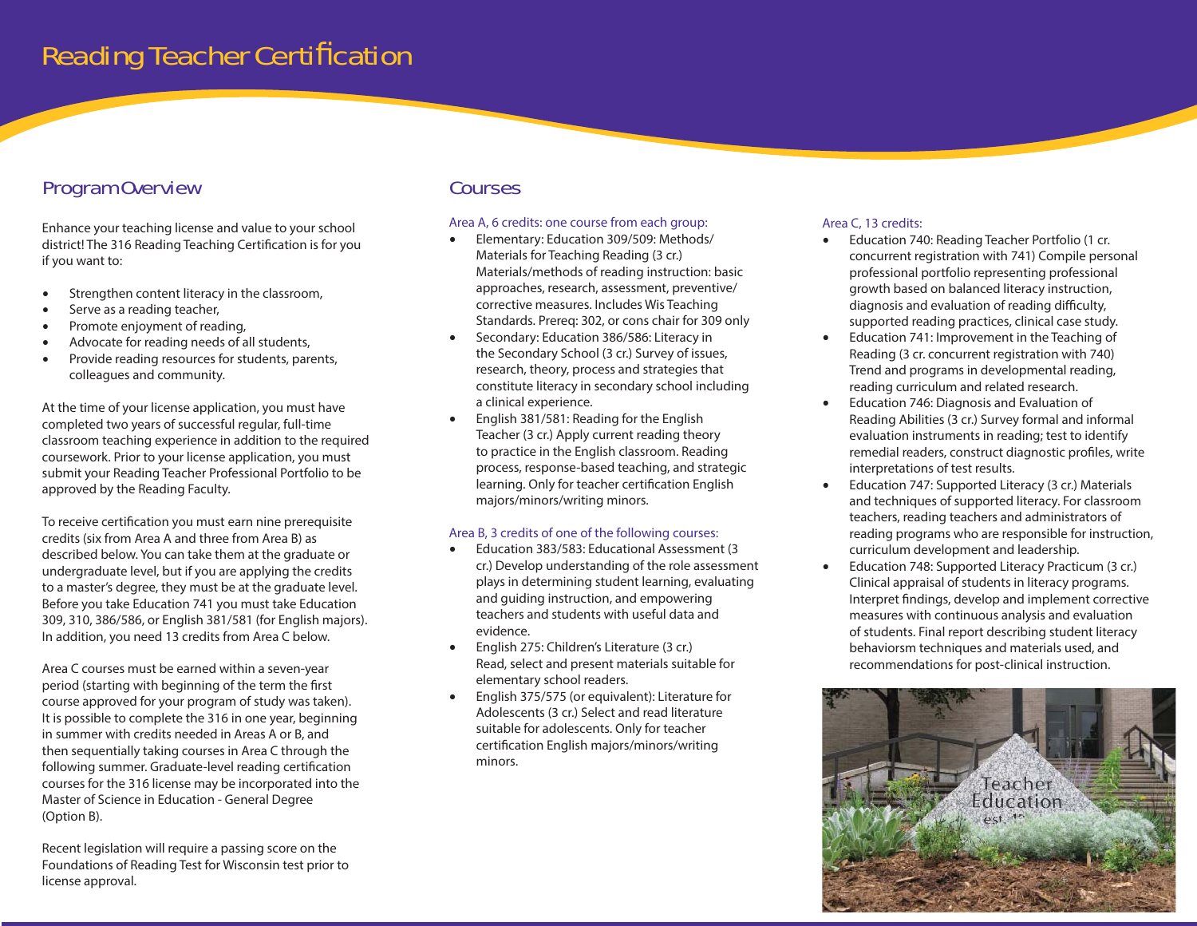# Reading Teacher Certification

## Program Overview

Enhance your teaching license and value to your school district! The 316 Reading Teaching Certification is for you if you want to:

- Strengthen content literacy in the classroom,
- Serve as a reading teacher,
- Promote enjoyment of reading,
- Advocate for reading needs of all students,
- Provide reading resources for students, parents, colleagues and community.

At the time of your license application, you must have completed two years of successful regular, full-time classroom teaching experience in addition to the required coursework. Prior to your license application, you must submit your Reading Teacher Professional Portfolio to be approved by the Reading Faculty.

To receive certification you must earn nine prerequisite credits (six from Area A and three from Area B) as described below. You can take them at the graduate or undergraduate level, but if you are applying the credits to a master's degree, they must be at the graduate level. Before you take Education 741 you must take Education 309, 310, 386/586, or English 381/581 (for English majors). In addition, you need 13 credits from Area C below.

Area C courses must be earned within a seven-year period (starting with beginning of the term the first course approved for your program of study was taken). It is possible to complete the 316 in one year, beginning in summer with credits needed in Areas A or B, and then sequentially taking courses in Area C through the following summer. Graduate-level reading certification courses for the 316 license may be incorporated into the Master of Science in Education - General Degree (Option B).

Recent legislation will require a passing score on the Foundations of Reading Test for Wisconsin test prior to license approval.

## Courses

### Area A, 6 credits: one course from each group:

- Elementary: Education 309/509: Methods/ Materials for Teaching Reading (3 cr.) Materials/methods of reading instruction: basic approaches, research, assessment, preventive/ corrective measures. Includes Wis Teaching Standards. Prereq: 302, or cons chair for 309 only
- Secondary: Education 386/586: Literacy in the Secondary School (3 cr.) Survey of issues, research, theory, process and strategies that constitute literacy in secondary school including a clinical experience.
- English 381/581: Reading for the English Teacher (3 cr.) Apply current reading theory to practice in the English classroom. Reading process, response-based teaching, and strategic learning. Only for teacher certification English majors/minors/writing minors.

### Area B, 3 credits of one of the following courses:

- Education 383/583: Educational Assessment (3 cr.) Develop understanding of the role assessment plays in determining student learning, evaluating and guiding instruction, and empowering teachers and students with useful data and evidence.
- English 275: Children's Literature (3 cr.) Read, select and present materials suitable for elementary school readers.
- English 375/575 (or equivalent): Literature for Adolescents (3 cr.) Select and read literature suitable for adolescents. Only for teacher certification English majors/minors/writing minors.

### Area C, 13 credits:

- Education 740: Reading Teacher Portfolio (1 cr. concurrent registration with 741) Compile personal professional portfolio representing professional growth based on balanced literacy instruction, diagnosis and evaluation of reading difficulty, supported reading practices, clinical case study.
- Education 741: Improvement in the Teaching of Reading (3 cr. concurrent registration with 740) Trend and programs in developmental reading, reading curriculum and related research.
- Education 746: Diagnosis and Evaluation of Reading Abilities (3 cr.) Survey formal and informal evaluation instruments in reading; test to identify remedial readers, construct diagnostic profiles, write interpretations of test results.
- Education 747: Supported Literacy (3 cr.) Materials and techniques of supported literacy. For classroom teachers, reading teachers and administrators of reading programs who are responsible for instruction, curriculum development and leadership.
- Education 748: Supported Literacy Practicum (3 cr.) Clinical appraisal of students in literacy programs. Interpret findings, develop and implement corrective measures with continuous analysis and evaluation of students. Final report describing student literacy behaviorsm techniques and materials used, and recommendations for post-clinical instruction.